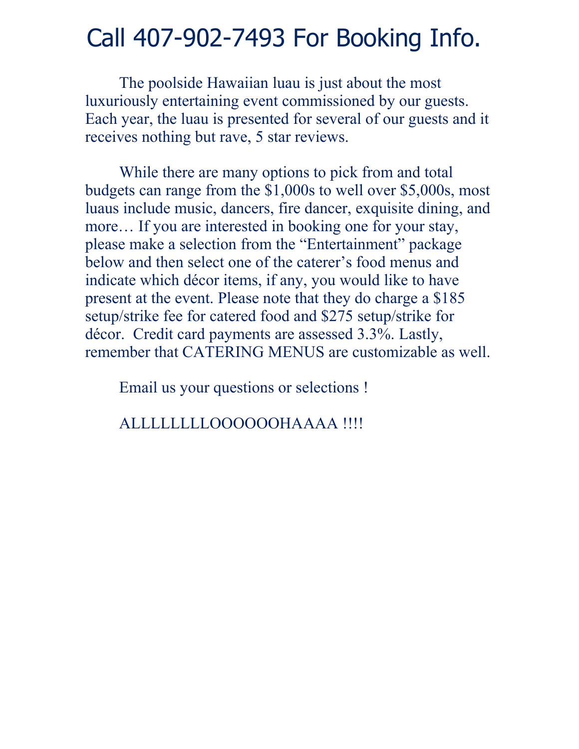# Call 407-902-7493 For Booking Info.

The poolside Hawaiian luau is just about the most luxuriously entertaining event commissioned by our guests. Each year, the luau is presented for several of our guests and it receives nothing but rave, 5 star reviews.

While there are many options to pick from and total budgets can range from the $1,000s to well over $5,000s, most luaus include music, dancers, fire dancer, exquisite dining, and more… If you are interested in booking one for your stay, please make a selection from the "Entertainment" package below and then select one of the caterer's food menus and indicate which décor items, if any, you would like to have present at the event. Please note that they do charge a $185 setup/strike fee for catered food and $275 setup/strike for décor. Credit card payments are assessed 3.3%. Lastly, remember that CATERING MENUS are customizable as well.

Email us your questions or selections !

ALLLLLLLOOOOOOHAAAA !!!!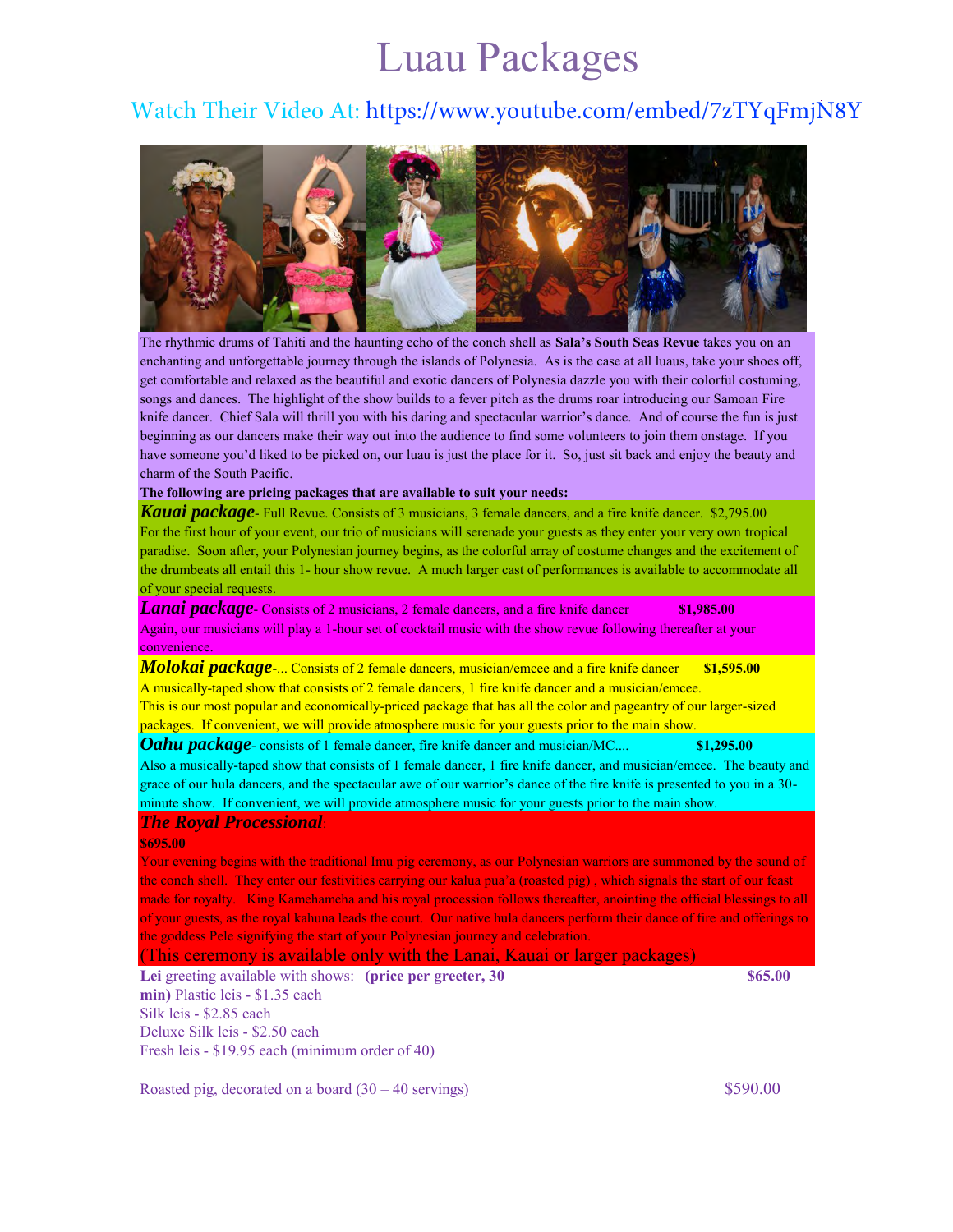# Luau Packages

Watch Their Video At: https://www.youtube.com/embed/7zTYqFmjN8Y

The rhythmic drums of Tahiti and the haunting echo of the conch shell as **Sala's South Seas Revue** takes you on an enchanting and unforgettable journey through the islands of Polynesia. As is the case at all luaus, take your shoes off, get comfortable and relaxed as the beautiful and exotic dancers of Polynesia dazzle you with their colorful costuming, songs and dances. The highlight of the show builds to a fever pitch as the drums roar introducing our Samoan Fire knife dancer. Chief Sala will thrill you with his daring and spectacular warrior's dance. And of course the fun is just beginning as our dancers make their way out into the audience to find some volunteers to join them onstage. If you have someone you'd liked to be picked on, our luau is just the place for it. So, just sit back and enjoy the beauty and charm of the South Pacific.

**The following are pricing packages that are available to suit your needs:**

***Kauai package***- Full Revue. Consists of 3 musicians, 3 female dancers, and a fire knife dancer. $2,795.00

For the first hour of your event, our trio of musicians will serenade your guests as they enter your very own tropical paradise. Soon after, your Polynesian journey begins, as the colorful array of costume changes and the excitement of the drumbeats all entail this 1- hour show revue. A much larger cast of performances is available to accommodate all of your special requests.

***Lanai package***- Consists of 2 musicians, 2 female dancers, and a fire knife dancer **$1,985.00**

Again, our musicians will play a 1-hour set of cocktail music with the show revue following thereafter at your convenience.

***Molokai package***-... Consists of 2 female dancers, musician/emcee and a fire knife dancer **$1,595.00**

A musically-taped show that consists of 2 female dancers, 1 fire knife dancer and a musician/emcee.

This is our most popular and economically-priced package that has all the color and pageantry of our larger-sized packages. If convenient, we will provide atmosphere music for your guests prior to the main show.

***Oahu package***- consists of 1 female dancer, fire knife dancer and musician/MC.... **$1,295.00**

Also a musically-taped show that consists of 1 female dancer, 1 fire knife dancer, and musician/emcee. The beauty and grace of our hula dancers, and the spectacular awe of our warrior's dance of the fire knife is presented to you in a 30-minute show. If convenient, we will provide atmosphere music for your guests prior to the main show.

***The Royal Processional***:

**$695.00**

Your evening begins with the traditional Imu pig ceremony, as our Polynesian warriors are summoned by the sound of the conch shell. They enter our festivities carrying our kalua pua'a (roasted pig) , which signals the start of our feast made for royalty. King Kamehameha and his royal procession follows thereafter, anointing the official blessings to all of your guests, as the royal kahuna leads the court. Our native hula dancers perform their dance of fire and offerings to the goddess Pele signifying the start of your Polynesian journey and celebration.

(This ceremony is available only with the Lanai, Kauai or larger packages)

**Lei** greeting available with shows: **(price per greeter, 30 min)** **$65.00**

Plastic leis - $1.35 each

Silk leis - $2.85 each

Deluxe Silk leis - $2.50 each

Fresh leis - $19.95 each (minimum order of 40)

Roasted pig, decorated on a board (30 – 40 servings) $590.00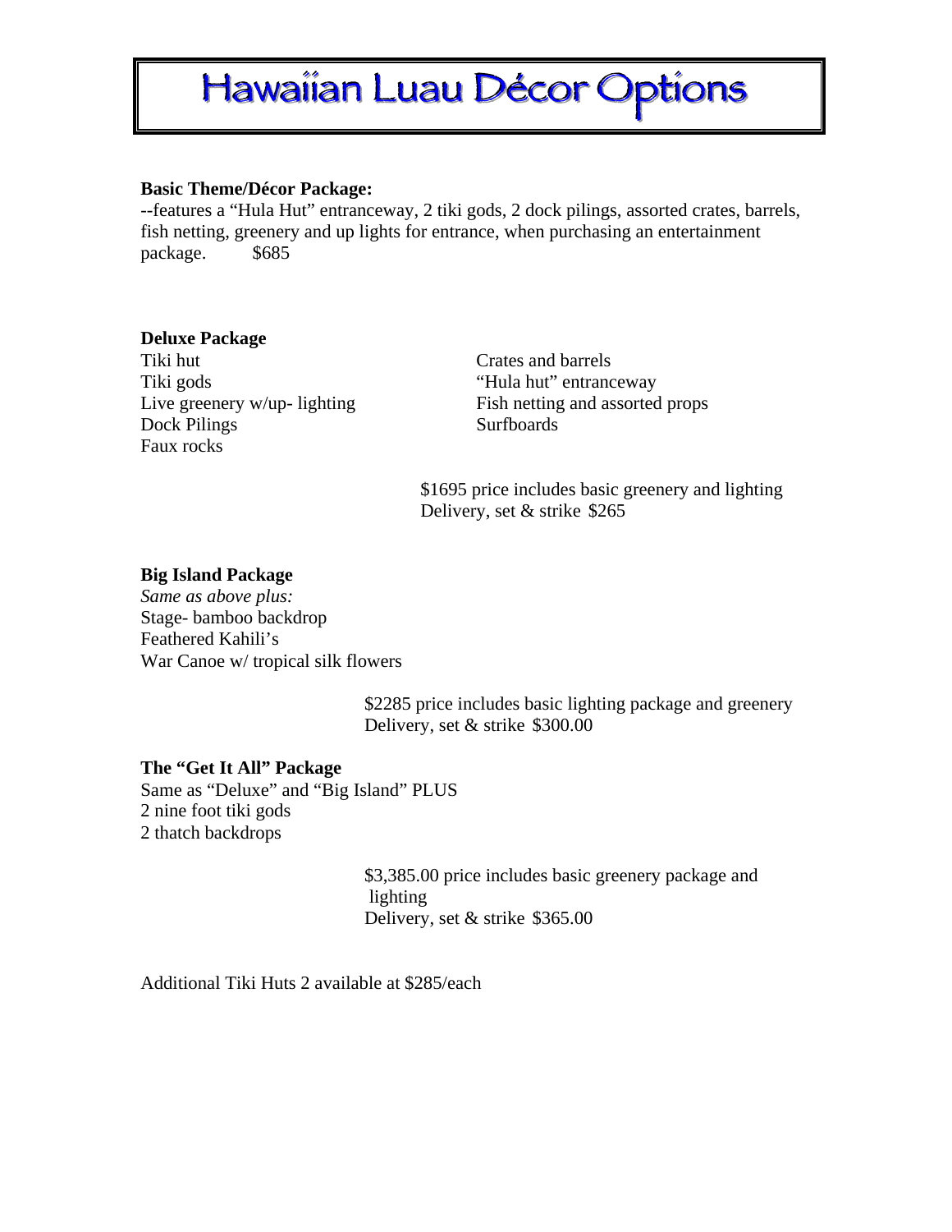# Hawaiian Luau Décor Options

**Basic Theme/Décor Package:**
--features a "Hula Hut" entranceway, 2 tiki gods, 2 dock pilings, assorted crates, barrels, fish netting, greenery and up lights for entrance, when purchasing an entertainment package. $685

**Deluxe Package**

Tiki hut
Tiki gods
Live greenery w/up- lighting
Dock Pilings
Faux rocks
Crates and barrels
"Hula hut" entranceway
Fish netting and assorted props
Surfboards

$1695 price includes basic greenery and lighting
Delivery, set & strike $265

**Big Island Package**
*Same as above plus:*
Stage- bamboo backdrop
Feathered Kahili's
War Canoe w/ tropical silk flowers

$2285 price includes basic lighting package and greenery
Delivery, set & strike $300.00

**The "Get It All" Package**
Same as "Deluxe" and "Big Island" PLUS
2 nine foot tiki gods
2 thatch backdrops

$3,385.00 price includes basic greenery package and lighting
Delivery, set & strike $365.00

Additional Tiki Huts 2 available at $285/each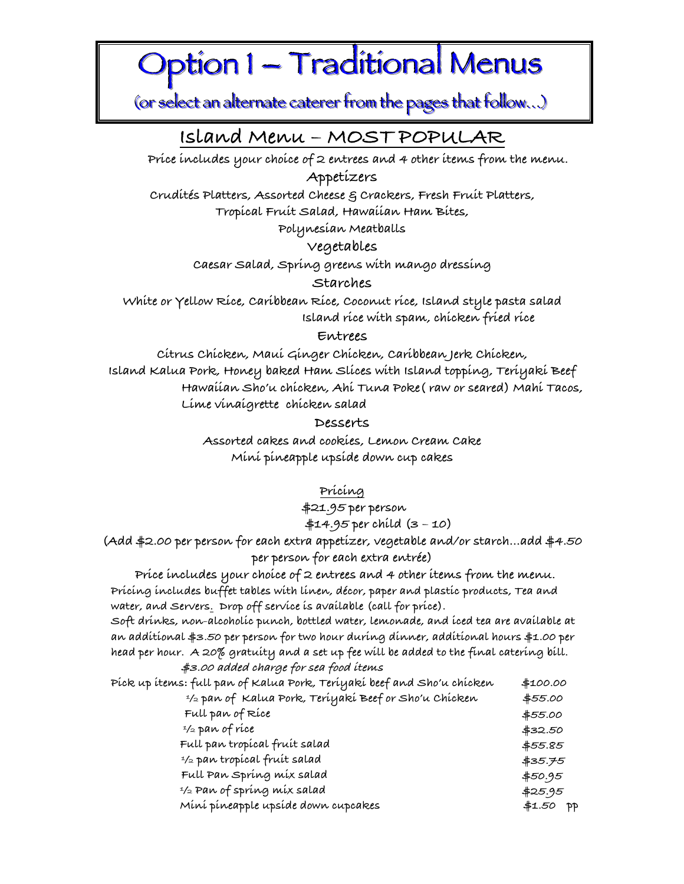# Option 1 – Traditional Menus

(or select an alternate caterer from the pages that follow…)

## Island Menu – MOST POPULAR

Price includes your choice of 2 entrees and 4 other items from the menu.

### Appetizers

Crudités Platters, Assorted Cheese & Crackers, Fresh Fruit Platters,
Tropical Fruit Salad, Hawaiian Ham Bites,
Polynesian Meatballs

### Vegetables

Caesar Salad, Spring greens with mango dressing

### Starches

White or Yellow Rice, Caribbean Rice, Coconut rice, Island style pasta salad
Island rice with spam, chicken fried rice

### Entrees

Citrus Chicken, Maui Ginger Chicken, Caribbean Jerk Chicken,
Island Kalua Pork, Honey baked Ham Slices with Island topping, Teriyaki Beef
Hawaiian Sho'u chicken, Ahi Tuna Poke( raw or seared) Mahi Tacos,
Lime vinaigrette chicken salad

### Desserts

Assorted cakes and cookies, Lemon Cream Cake
Mini pineapple upside down cup cakes

### Pricing

$21.95 per person
$14.95 per child (3 – 10)

(Add $2.00 per person for each extra appetizer, vegetable and/or starch…add $4.50 per person for each extra entrée)

Price includes your choice of 2 entrees and 4 other items from the menu.

Pricing includes buffet tables with linen, décor, paper and plastic products, Tea and water, and Servers. Drop off service is available (call for price).

Soft drinks, non-alcoholic punch, bottled water, lemonade, and iced tea are available at an additional $3.50 per person for two hour during dinner, additional hours $1.00 per head per hour. A 20% gratuity and a set up fee will be added to the final catering bill.

*$3.00 added charge for sea food items*

| Pick up items: | |
|---|---|
| full pan of Kalua Pork, Teriyaki beef and Sho'u chicken | $100.00 |
| ½ pan of Kalua Pork, Teriyaki Beef or Sho'u Chicken | $55.00 |
| Full pan of Rice | $55.00 |
| ½ pan of rice | $32.50 |
| Full pan tropical fruit salad | $55.85 |
| ½ pan tropical fruit salad | $35.75 |
| Full Pan Spring mix salad | $50.95 |
| ½ Pan of spring mix salad | $25.95 |
| Mini pineapple upside down cupcakes | $1.50 pp |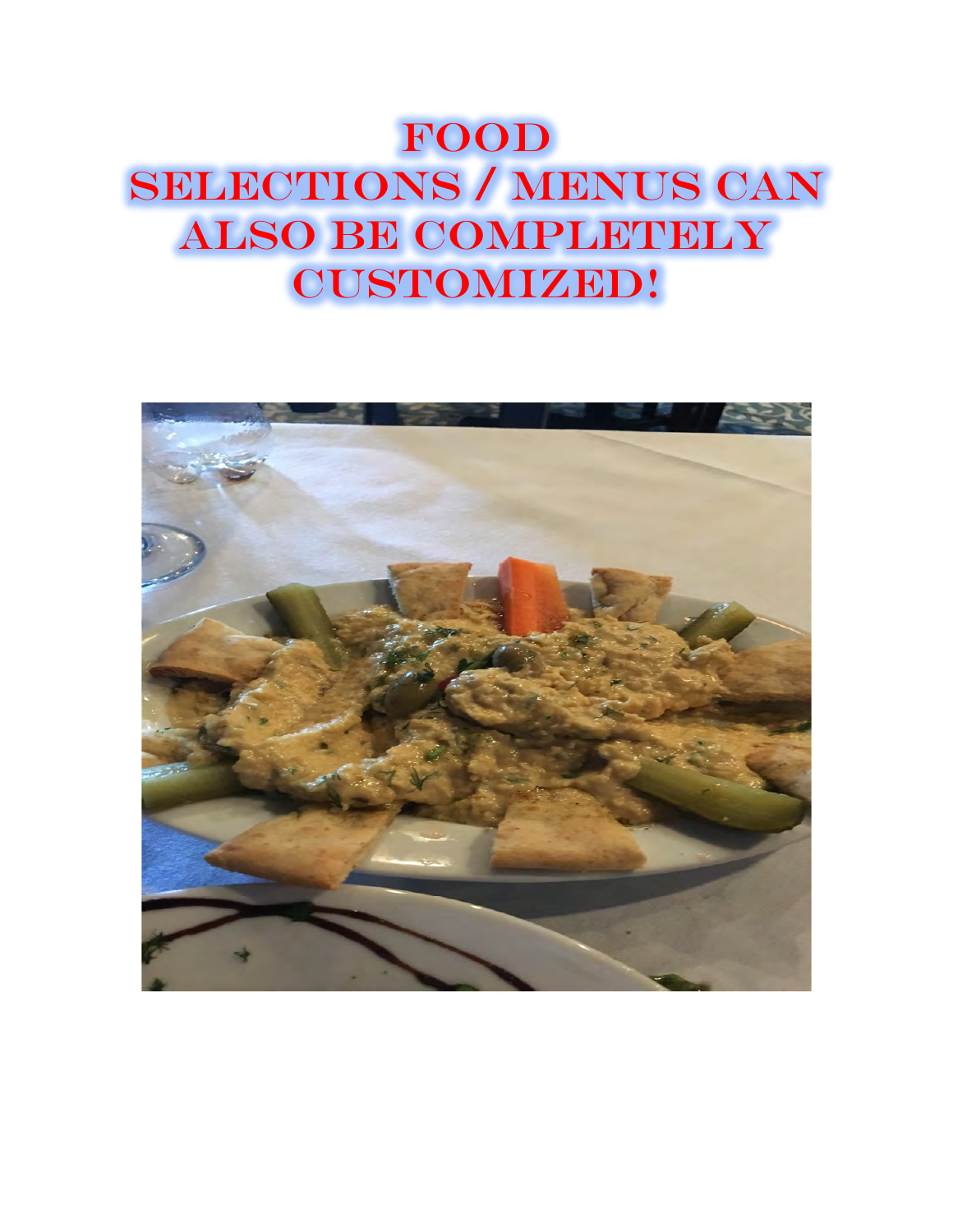# Food Selections / Menus Can Also Be Completely Customized!